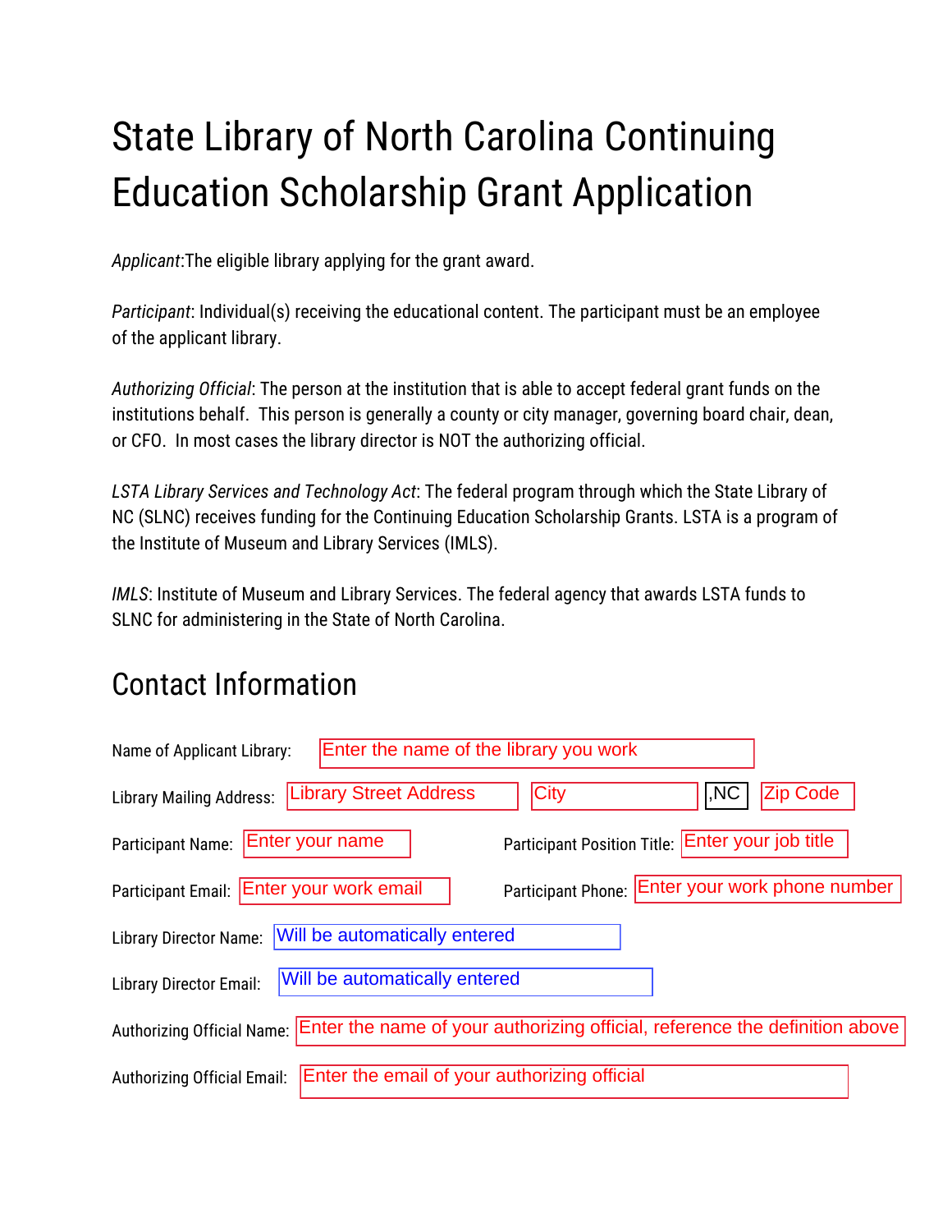# State Library of North Carolina Continuing Education Scholarship Grant Application

*Applicant*:The eligible library applying for the grant award.

*Participant*: Individual(s) receiving the educational content. The participant must be an employee of the applicant library.

*Authorizing Official*: The person at the institution that is able to accept federal grant funds on the institutions behalf. This person is generally a county or city manager, governing board chair, dean, or CFO. In most cases the library director is NOT the authorizing official.

*LSTA Library Services and Technology Act*: The federal program through which the State Library of NC (SLNC) receives funding for the Continuing Education Scholarship Grants. LSTA is a program of the Institute of Museum and Library Services (IMLS).

*IMLS*: Institute of Museum and Library Services. The federal agency that awards LSTA funds to SLNC for administering in the State of North Carolina.

## Contact Information

Name of Applicant Library: Enter the name of the library you work

Library Mailing Address: Library Street Address City ,NC Zip Code

Participant Name: Enter your name

Participant Position Title: Enter your job title

Participant Email: Enter your work email

Participant Phone: Enter your work phone number

Library Director Name: Will be automatically entered

Library Director Email: Will be automatically entered

Authorizing Official Name: Enter the name of your authorizing official, reference the definition above

Authorizing Official Email: Enter the email of your authorizing official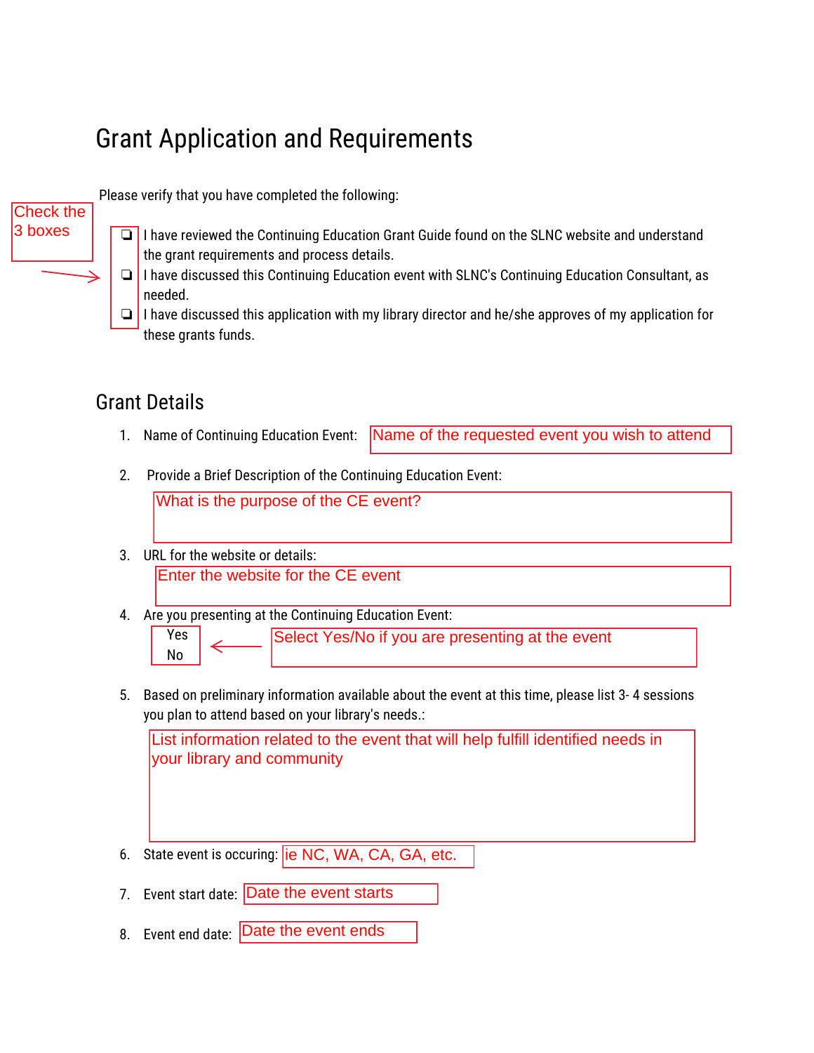# Grant Application and Requirements

Please verify that you have completed the following:

Check the 3 boxes

- ❏ I have reviewed the Continuing Education Grant Guide found on the SLNC website and understand the grant requirements and process details.
- ❏ I have discussed this Continuing Education event with SLNC's Continuing Education Consultant, as needed.
- ❏ I have discussed this application with my library director and he/she approves of my application for these grants funds.

## Grant Details

1. Name of Continuing Education Event: Name of the requested event you wish to attend

2. Provide a Brief Description of the Continuing Education Event:

   What is the purpose of the CE event?

3. URL for the website or details:

   Enter the website for the CE event

4. Are you presenting at the Continuing Education Event:

   Yes
   No

   Select Yes/No if you are presenting at the event

5. Based on preliminary information available about the event at this time, please list 3- 4 sessions you plan to attend based on your library's needs.:

   List information related to the event that will help fulfill identified needs in your library and community

6. State event is occuring: ie NC, WA, CA, GA, etc.

7. Event start date: Date the event starts

8. Event end date: Date the event ends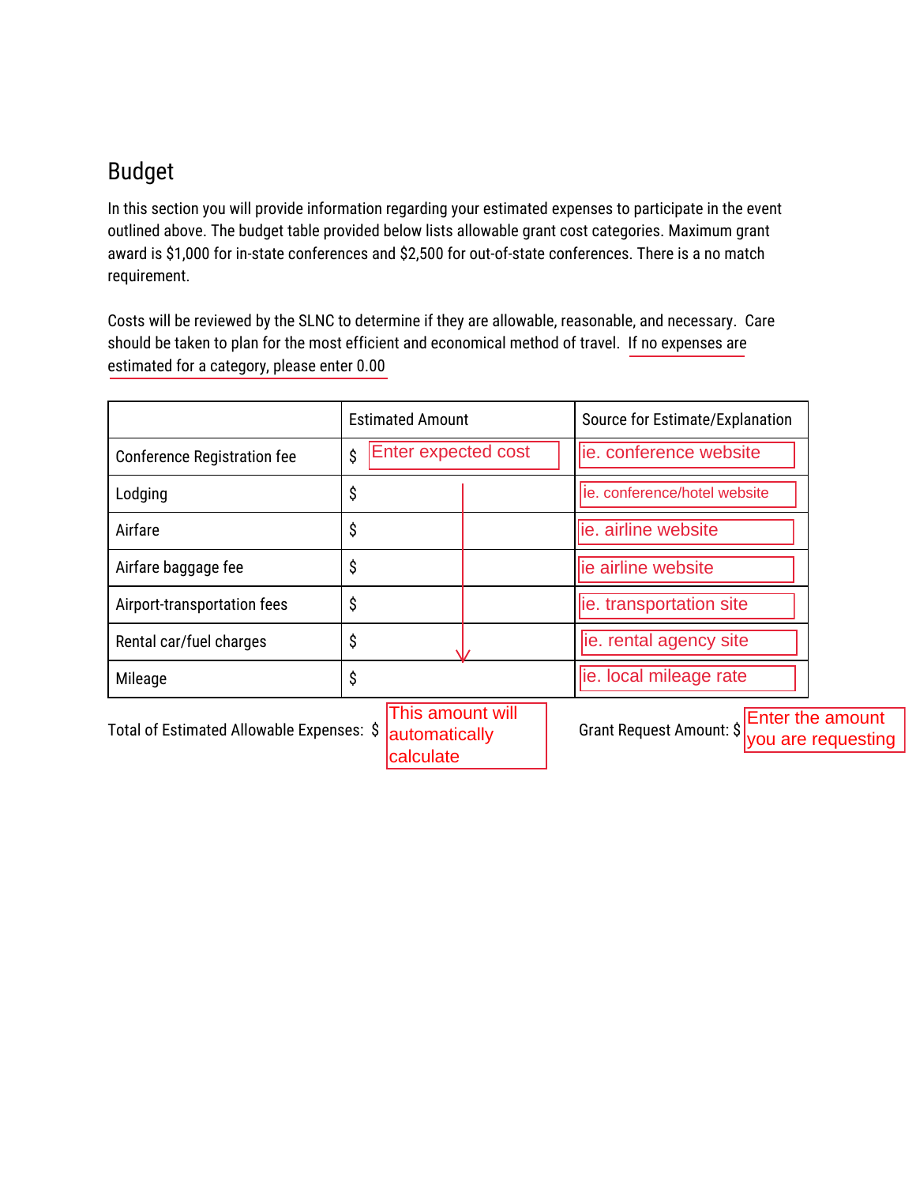## Budget

In this section you will provide information regarding your estimated expenses to participate in the event outlined above. The budget table provided below lists allowable grant cost categories. Maximum grant award is $1,000 for in-state conferences and $2,500 for out-of-state conferences. There is a no match requirement.

Costs will be reviewed by the SLNC to determine if they are allowable, reasonable, and necessary. Care should be taken to plan for the most efficient and economical method of travel. If no expenses are estimated for a category, please enter 0.00

| | Estimated Amount | Source for Estimate/Explanation |
|---|---|---|
| Conference Registration fee | $ Enter expected cost | ie. conference website |
| Lodging | $ | ie. conference/hotel website |
| Airfare | $ | ie. airline website |
| Airfare baggage fee | $ | ie airline website |
| Airport-transportation fees | $ | ie. transportation site |
| Rental car/fuel charges | $ | ie. rental agency site |
| Mileage | $ | ie. local mileage rate |

Total of Estimated Allowable Expenses: $ This amount will automatically calculate

Grant Request Amount: $ Enter the amount you are requesting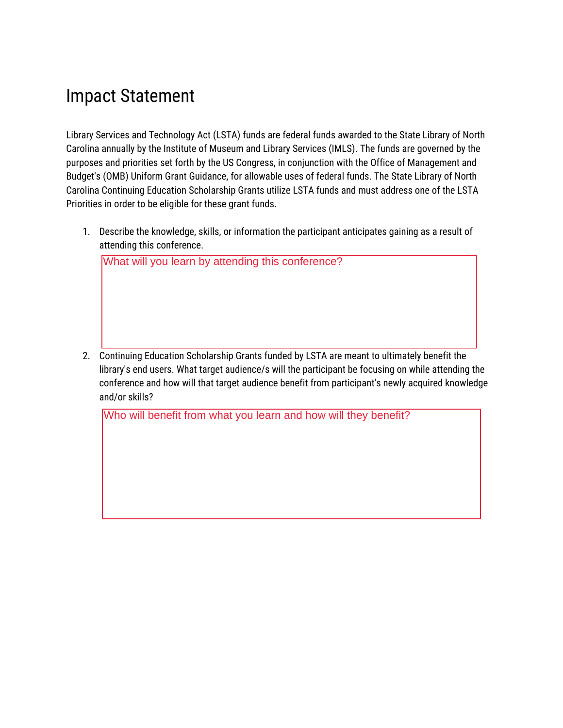# Impact Statement

Library Services and Technology Act (LSTA) funds are federal funds awarded to the State Library of North Carolina annually by the Institute of Museum and Library Services (IMLS). The funds are governed by the purposes and priorities set forth by the US Congress, in conjunction with the Office of Management and Budget's (OMB) Uniform Grant Guidance, for allowable uses of federal funds. The State Library of North Carolina Continuing Education Scholarship Grants utilize LSTA funds and must address one of the LSTA Priorities in order to be eligible for these grant funds.

1. Describe the knowledge, skills, or information the participant anticipates gaining as a result of attending this conference.

   What will you learn by attending this conference?

2. Continuing Education Scholarship Grants funded by LSTA are meant to ultimately benefit the library's end users. What target audience/s will the participant be focusing on while attending the conference and how will that target audience benefit from participant's newly acquired knowledge and/or skills?

   Who will benefit from what you learn and how will they benefit?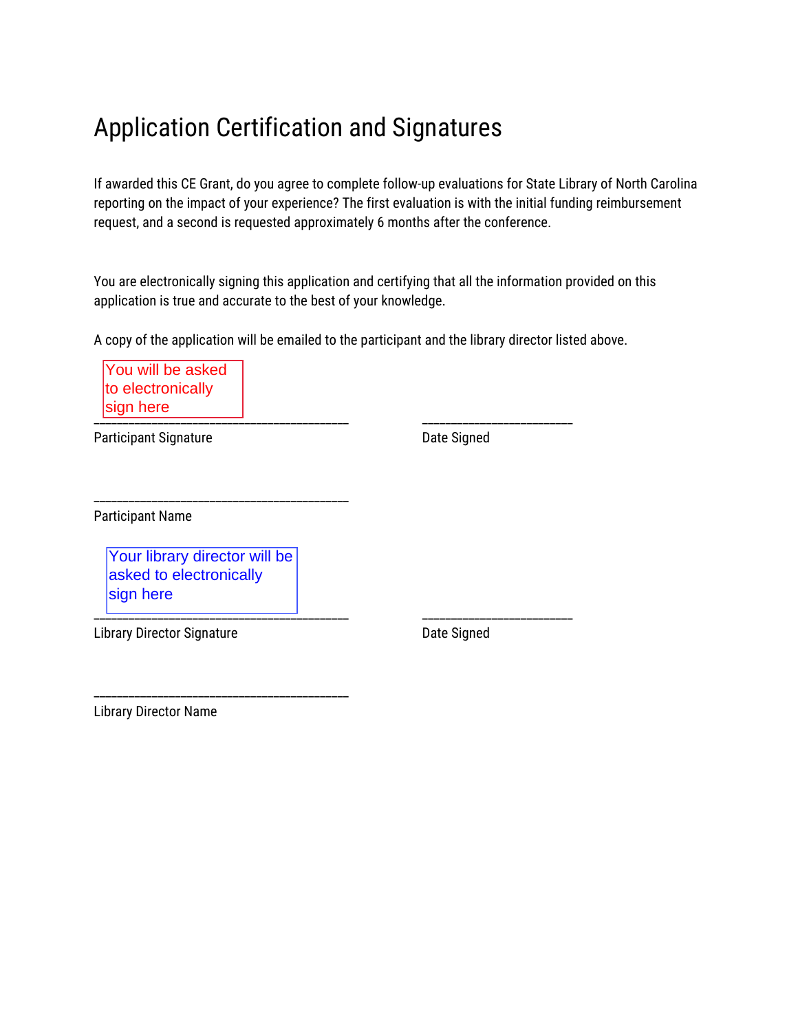# Application Certification and Signatures

If awarded this CE Grant, do you agree to complete follow-up evaluations for State Library of North Carolina reporting on the impact of your experience? The first evaluation is with the initial funding reimbursement request, and a second is requested approximately 6 months after the conference.

You are electronically signing this application and certifying that all the information provided on this application is true and accurate to the best of your knowledge.

A copy of the application will be emailed to the participant and the library director listed above.

You will be asked to electronically sign here

\_\_\_\_\_\_\_\_\_\_\_\_\_\_\_\_\_\_\_\_\_\_\_\_\_\_\_\_\_\_\_\_\_\_\_\_\_\_\_\_ \_\_\_\_\_\_\_\_\_\_\_\_\_\_\_\_\_\_\_\_\_\_\_\_

Participant Signature Date Signed

\_\_\_\_\_\_\_\_\_\_\_\_\_\_\_\_\_\_\_\_\_\_\_\_\_\_\_\_\_\_\_\_\_\_\_\_\_\_\_\_

Participant Name

Your library director will be asked to electronically sign here

\_\_\_\_\_\_\_\_\_\_\_\_\_\_\_\_\_\_\_\_\_\_\_\_\_\_\_\_\_\_\_\_\_\_\_\_\_\_\_\_ \_\_\_\_\_\_\_\_\_\_\_\_\_\_\_\_\_\_\_\_\_\_\_\_

Library Director Signature Date Signed

\_\_\_\_\_\_\_\_\_\_\_\_\_\_\_\_\_\_\_\_\_\_\_\_\_\_\_\_\_\_\_\_\_\_\_\_\_\_\_\_

Library Director Name